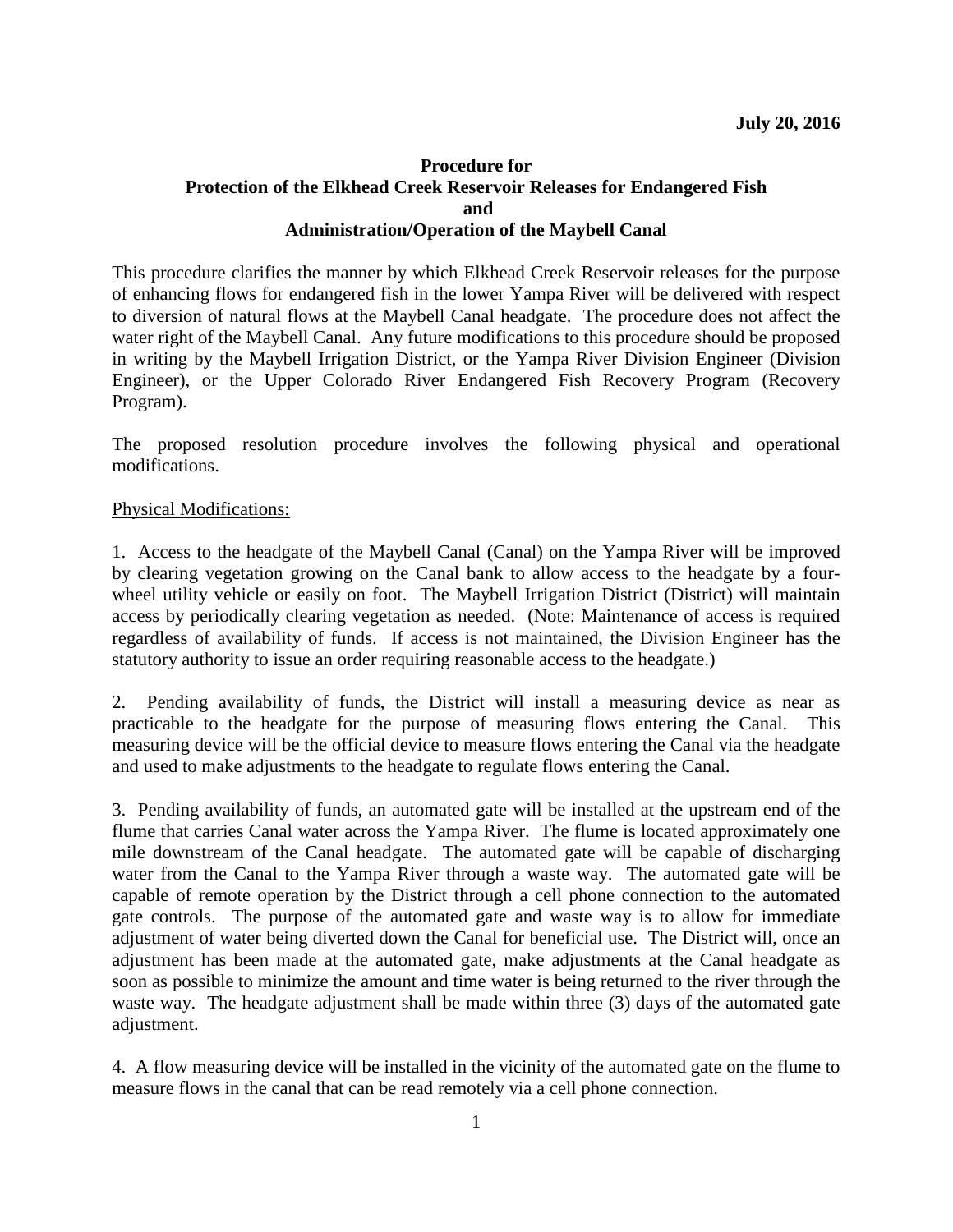**July 20, 2016**

# Procedure for Protection of the Elkhead Creek Reservoir Releases for Endangered Fish and Administration/Operation of the Maybell Canal

This procedure clarifies the manner by which Elkhead Creek Reservoir releases for the purpose of enhancing flows for endangered fish in the lower Yampa River will be delivered with respect to diversion of natural flows at the Maybell Canal headgate. The procedure does not affect the water right of the Maybell Canal. Any future modifications to this procedure should be proposed in writing by the Maybell Irrigation District, or the Yampa River Division Engineer (Division Engineer), or the Upper Colorado River Endangered Fish Recovery Program (Recovery Program).

The proposed resolution procedure involves the following physical and operational modifications.

## Physical Modifications:

1. Access to the headgate of the Maybell Canal (Canal) on the Yampa River will be improved by clearing vegetation growing on the Canal bank to allow access to the headgate by a four-wheel utility vehicle or easily on foot. The Maybell Irrigation District (District) will maintain access by periodically clearing vegetation as needed. (Note: Maintenance of access is required regardless of availability of funds. If access is not maintained, the Division Engineer has the statutory authority to issue an order requiring reasonable access to the headgate.)

2. Pending availability of funds, the District will install a measuring device as near as practicable to the headgate for the purpose of measuring flows entering the Canal. This measuring device will be the official device to measure flows entering the Canal via the headgate and used to make adjustments to the headgate to regulate flows entering the Canal.

3. Pending availability of funds, an automated gate will be installed at the upstream end of the flume that carries Canal water across the Yampa River. The flume is located approximately one mile downstream of the Canal headgate. The automated gate will be capable of discharging water from the Canal to the Yampa River through a waste way. The automated gate will be capable of remote operation by the District through a cell phone connection to the automated gate controls. The purpose of the automated gate and waste way is to allow for immediate adjustment of water being diverted down the Canal for beneficial use. The District will, once an adjustment has been made at the automated gate, make adjustments at the Canal headgate as soon as possible to minimize the amount and time water is being returned to the river through the waste way. The headgate adjustment shall be made within three (3) days of the automated gate adjustment.

4. A flow measuring device will be installed in the vicinity of the automated gate on the flume to measure flows in the canal that can be read remotely via a cell phone connection.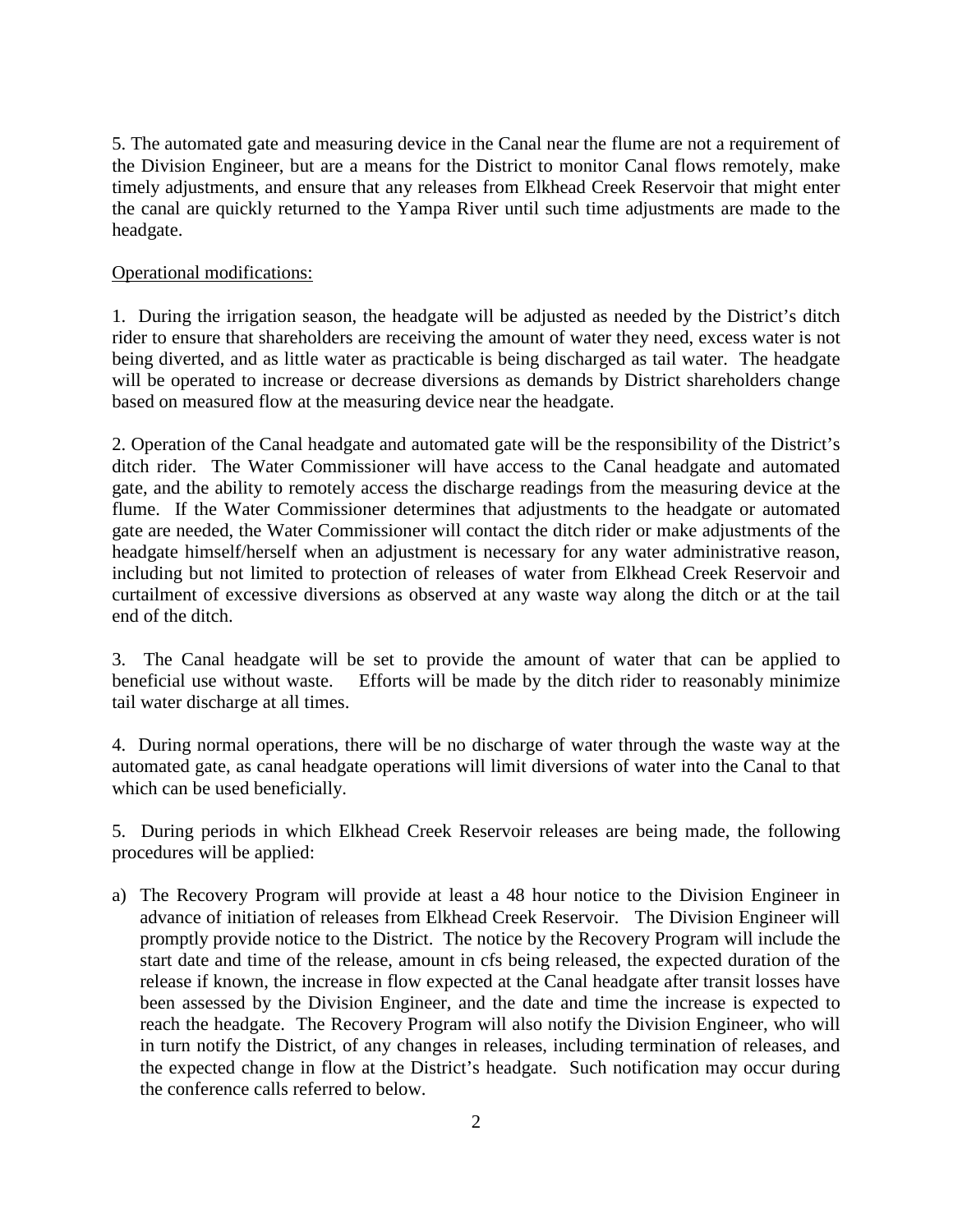5. The automated gate and measuring device in the Canal near the flume are not a requirement of the Division Engineer, but are a means for the District to monitor Canal flows remotely, make timely adjustments, and ensure that any releases from Elkhead Creek Reservoir that might enter the canal are quickly returned to the Yampa River until such time adjustments are made to the headgate.

<u>Operational modifications:</u>

1. During the irrigation season, the headgate will be adjusted as needed by the District's ditch rider to ensure that shareholders are receiving the amount of water they need, excess water is not being diverted, and as little water as practicable is being discharged as tail water. The headgate will be operated to increase or decrease diversions as demands by District shareholders change based on measured flow at the measuring device near the headgate.

2. Operation of the Canal headgate and automated gate will be the responsibility of the District's ditch rider. The Water Commissioner will have access to the Canal headgate and automated gate, and the ability to remotely access the discharge readings from the measuring device at the flume. If the Water Commissioner determines that adjustments to the headgate or automated gate are needed, the Water Commissioner will contact the ditch rider or make adjustments of the headgate himself/herself when an adjustment is necessary for any water administrative reason, including but not limited to protection of releases of water from Elkhead Creek Reservoir and curtailment of excessive diversions as observed at any waste way along the ditch or at the tail end of the ditch.

3. The Canal headgate will be set to provide the amount of water that can be applied to beneficial use without waste. Efforts will be made by the ditch rider to reasonably minimize tail water discharge at all times.

4. During normal operations, there will be no discharge of water through the waste way at the automated gate, as canal headgate operations will limit diversions of water into the Canal to that which can be used beneficially.

5. During periods in which Elkhead Creek Reservoir releases are being made, the following procedures will be applied:

a) The Recovery Program will provide at least a 48 hour notice to the Division Engineer in advance of initiation of releases from Elkhead Creek Reservoir. The Division Engineer will promptly provide notice to the District. The notice by the Recovery Program will include the start date and time of the release, amount in cfs being released, the expected duration of the release if known, the increase in flow expected at the Canal headgate after transit losses have been assessed by the Division Engineer, and the date and time the increase is expected to reach the headgate. The Recovery Program will also notify the Division Engineer, who will in turn notify the District, of any changes in releases, including termination of releases, and the expected change in flow at the District's headgate. Such notification may occur during the conference calls referred to below.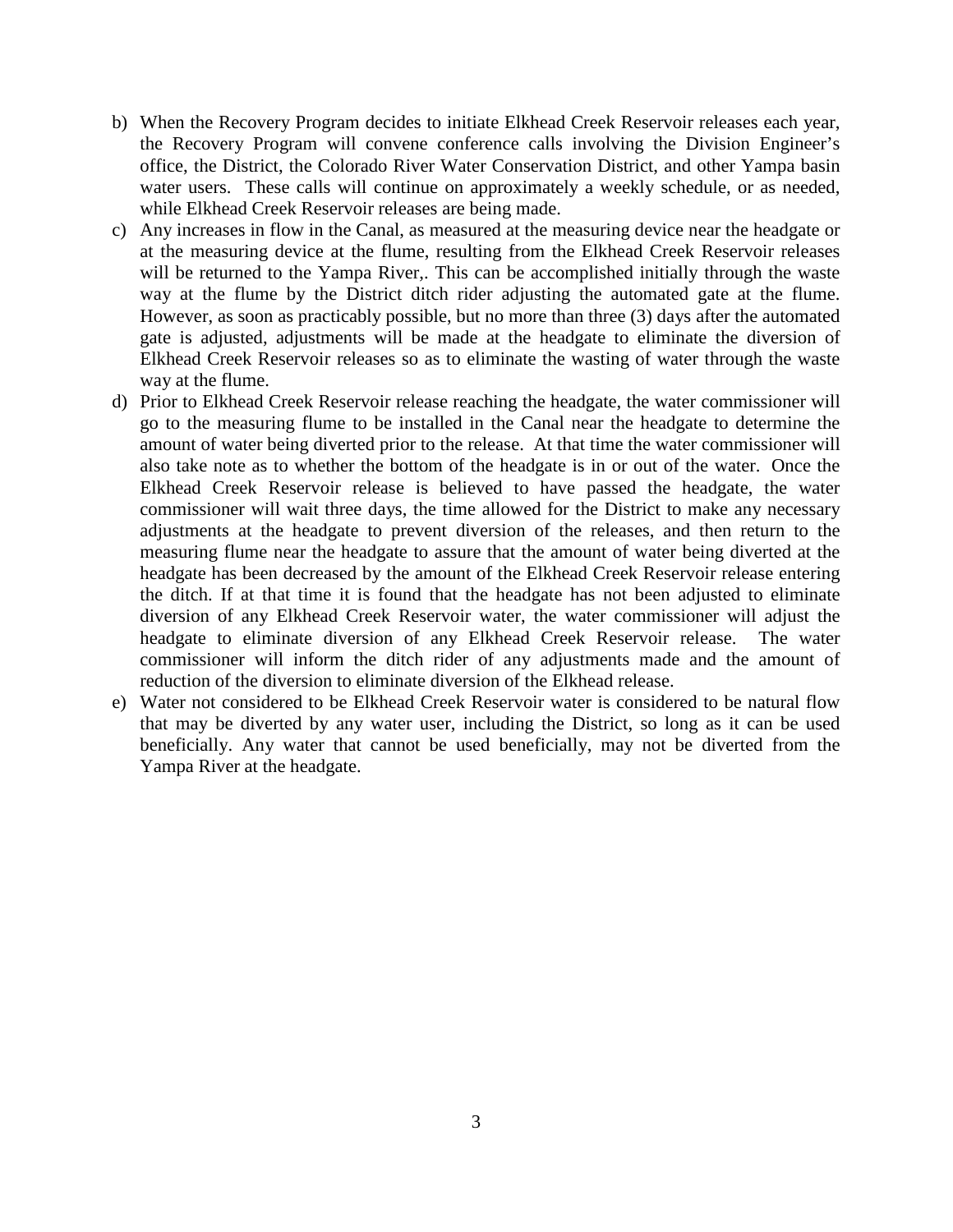b) When the Recovery Program decides to initiate Elkhead Creek Reservoir releases each year, the Recovery Program will convene conference calls involving the Division Engineer's office, the District, the Colorado River Water Conservation District, and other Yampa basin water users. These calls will continue on approximately a weekly schedule, or as needed, while Elkhead Creek Reservoir releases are being made.

c) Any increases in flow in the Canal, as measured at the measuring device near the headgate or at the measuring device at the flume, resulting from the Elkhead Creek Reservoir releases will be returned to the Yampa River,. This can be accomplished initially through the waste way at the flume by the District ditch rider adjusting the automated gate at the flume. However, as soon as practicably possible, but no more than three (3) days after the automated gate is adjusted, adjustments will be made at the headgate to eliminate the diversion of Elkhead Creek Reservoir releases so as to eliminate the wasting of water through the waste way at the flume.

d) Prior to Elkhead Creek Reservoir release reaching the headgate, the water commissioner will go to the measuring flume to be installed in the Canal near the headgate to determine the amount of water being diverted prior to the release. At that time the water commissioner will also take note as to whether the bottom of the headgate is in or out of the water. Once the Elkhead Creek Reservoir release is believed to have passed the headgate, the water commissioner will wait three days, the time allowed for the District to make any necessary adjustments at the headgate to prevent diversion of the releases, and then return to the measuring flume near the headgate to assure that the amount of water being diverted at the headgate has been decreased by the amount of the Elkhead Creek Reservoir release entering the ditch. If at that time it is found that the headgate has not been adjusted to eliminate diversion of any Elkhead Creek Reservoir water, the water commissioner will adjust the headgate to eliminate diversion of any Elkhead Creek Reservoir release. The water commissioner will inform the ditch rider of any adjustments made and the amount of reduction of the diversion to eliminate diversion of the Elkhead release.

e) Water not considered to be Elkhead Creek Reservoir water is considered to be natural flow that may be diverted by any water user, including the District, so long as it can be used beneficially. Any water that cannot be used beneficially, may not be diverted from the Yampa River at the headgate.